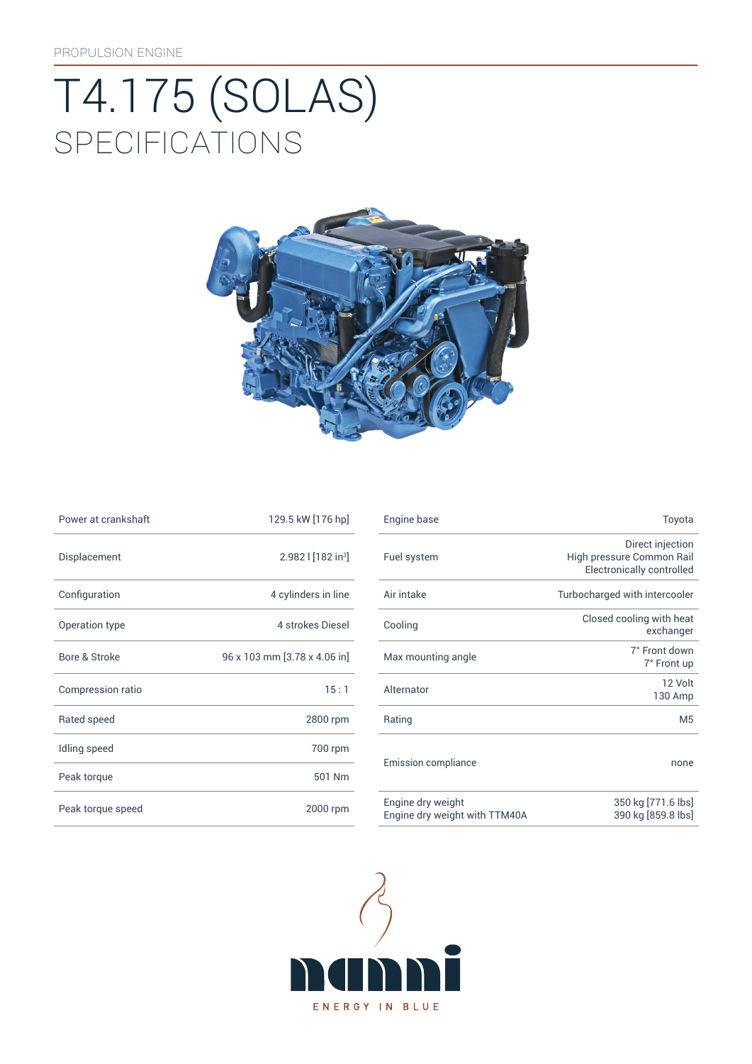PROPULSION ENGINE

# T4.175 (SOLAS)

## SPECIFICATIONS

| | |
|---|---|
| Power at crankshaft | 129.5 kW [176 hp] |
| Displacement | 2.982 l [182 in³] |
| Configuration | 4 cylinders in line |
| Operation type | 4 strokes Diesel |
| Bore & Stroke | 96 x 103 mm [3.78 x 4.06 in] |
| Compression ratio | 15 : 1 |
| Rated speed | 2800 rpm |
| Idling speed | 700 rpm |
| Peak torque | 501 Nm |
| Peak torque speed | 2000 rpm |

| | |
|---|---|
| Engine base | Toyota |
| Fuel system | Direct injection<br>High pressure Common Rail<br>Electronically controlled |
| Air intake | Turbocharged with intercooler |
| Cooling | Closed cooling with heat exchanger |
| Max mounting angle | 7° Front down<br>7° Front up |
| Alternator | 12 Volt<br>130 Amp |
| Rating | M5 |
| Emission compliance | none |
| Engine dry weight<br>Engine dry weight with TTM40A | 350 kg [771.6 lbs]<br>390 kg [859.8 lbs] |

nanni

ENERGY IN BLUE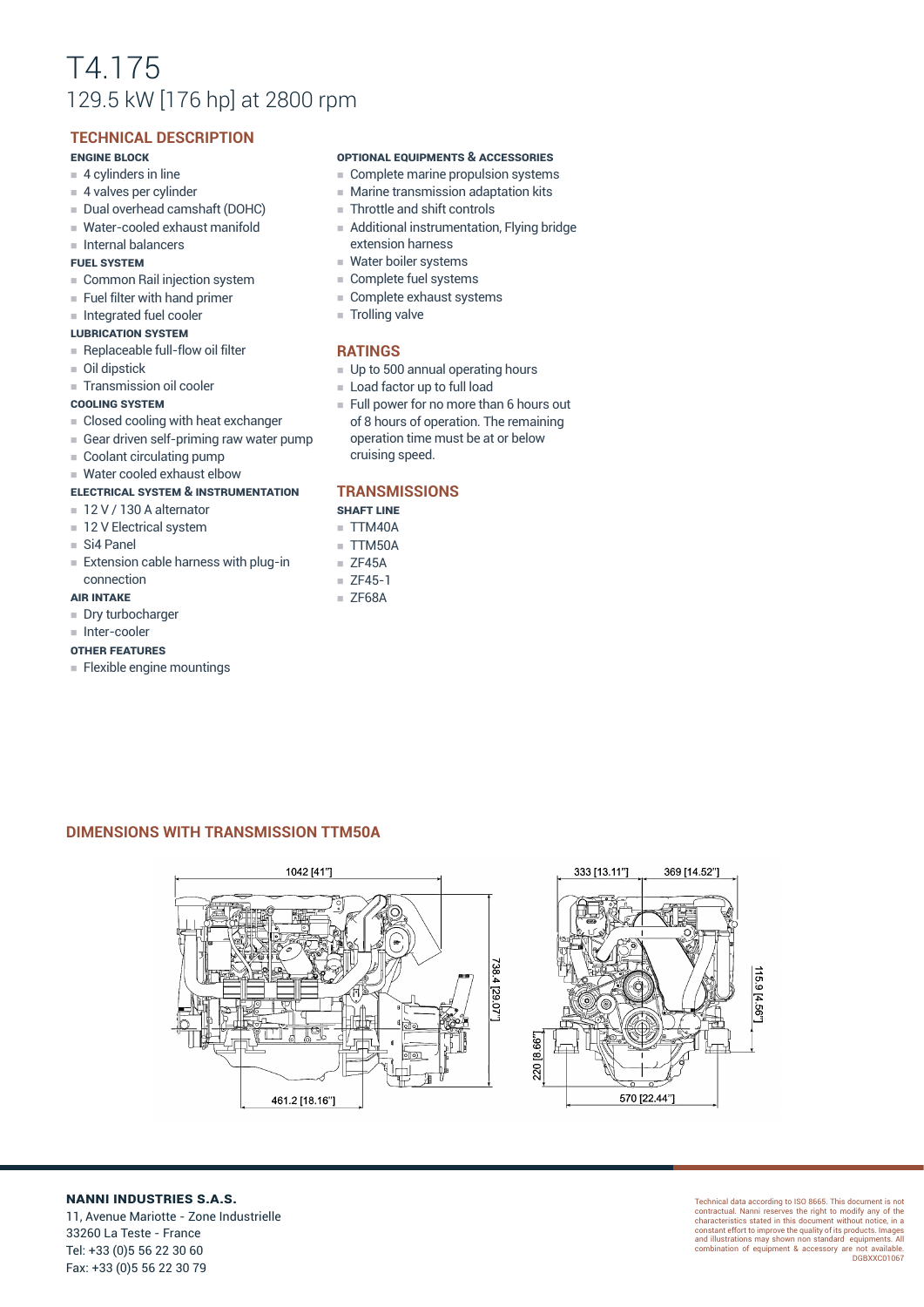# T4.175

129.5 kW [176 hp] at 2800 rpm

## TECHNICAL DESCRIPTION

### ENGINE BLOCK

- 4 cylinders in line
- 4 valves per cylinder
- Dual overhead camshaft (DOHC)
- Water-cooled exhaust manifold
- Internal balancers

### FUEL SYSTEM

- Common Rail injection system
- Fuel filter with hand primer
- Integrated fuel cooler

### LUBRICATION SYSTEM

- Replaceable full-flow oil filter
- Oil dipstick
- Transmission oil cooler

### COOLING SYSTEM

- Closed cooling with heat exchanger
- Gear driven self-priming raw water pump
- Coolant circulating pump
- Water cooled exhaust elbow

### ELECTRICAL SYSTEM & INSTRUMENTATION

- 12 V / 130 A alternator
- 12 V Electrical system
- Si4 Panel
- Extension cable harness with plug-in connection

### AIR INTAKE

- Dry turbocharger
- Inter-cooler

### OTHER FEATURES

- Flexible engine mountings

### OPTIONAL EQUIPMENTS & ACCESSORIES

- Complete marine propulsion systems
- Marine transmission adaptation kits
- Throttle and shift controls
- Additional instrumentation, Flying bridge extension harness
- Water boiler systems
- Complete fuel systems
- Complete exhaust systems
- Trolling valve

## RATINGS

- Up to 500 annual operating hours
- Load factor up to full load
- Full power for no more than 6 hours out of 8 hours of operation. The remaining operation time must be at or below cruising speed.

## TRANSMISSIONS

### SHAFT LINE

- TTM40A
- TTM50A
- ZF45A
- ZF45-1
- ZF68A

## DIMENSIONS WITH TRANSMISSION TTM50A

1042 [41"]

738.4 [29.07"]

461.2 [18.16"]

333 [13.11"]

369 [14.52"]

115.9 [4.56"]

220 [8.66"]

570 [22.44"]

**NANNI INDUSTRIES S.A.S.**
11, Avenue Mariotte - Zone Industrielle
33260 La Teste - France
Tel: +33 (0)5 56 22 30 60
Fax: +33 (0)5 56 22 30 79

Technical data according to ISO 8665. This document is not contractual. Nanni reserves the right to modify any of the characteristics stated in this document without notice, in a constant effort to improve the quality of its products. Images and illustrations may shown non standard equipments. All combination of equipment & accessory are not available.
DGBXXC01067